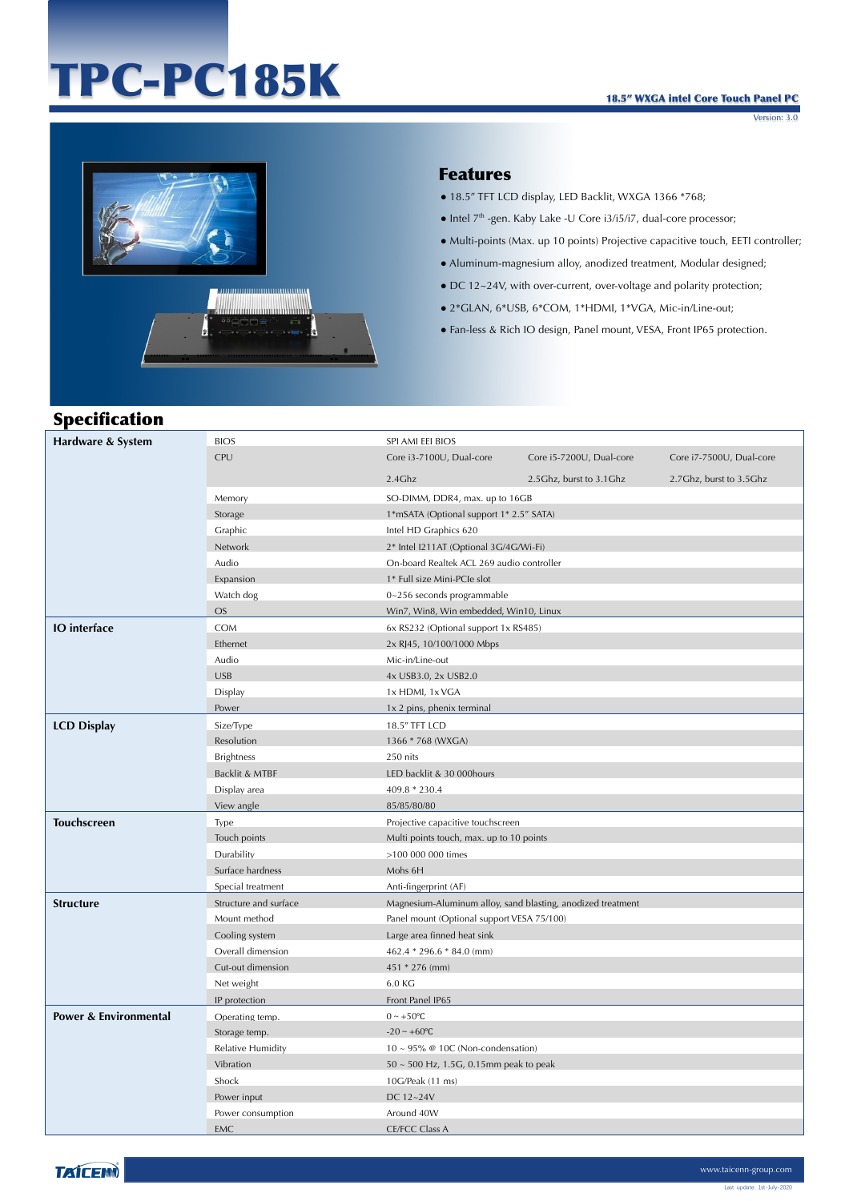# TPC-PC185K

**18.5" WXGA intel Core Touch Panel PC**

Version: 3.0

## Features

- 18.5" TFT LCD display, LED Backlit, WXGA 1366 *768;
- Intel 7th -gen. Kaby Lake -U Core i3/i5/i7, dual-core processor;
- Multi-points (Max. up 10 points) Projective capacitive touch, EETI controller;
- Aluminum-magnesium alloy, anodized treatment, Modular designed;
- DC 12~24V, with over-current, over-voltage and polarity protection;
- 2*GLAN, 6*USB, 6*COM, 1*HDMI, 1*VGA, Mic-in/Line-out;
- Fan-less & Rich IO design, Panel mount, VESA, Front IP65 protection.

## Specification

| Category | Item | Specification | | |
|---|---|---|---|---|
| **Hardware & System** | BIOS | SPI AMI EEI BIOS | | |
| | CPU | Core i3-7100U, Dual-core | Core i5-7200U, Dual-core | Core i7-7500U, Dual-core |
| | | 2.4Ghz | 2.5Ghz, burst to 3.1Ghz | 2.7Ghz, burst to 3.5Ghz |
| | Memory | SO-DIMM, DDR4, max. up to 16GB | | |
| | Storage | 1*mSATA (Optional support 1* 2.5" SATA) | | |
| | Graphic | Intel HD Graphics 620 | | |
| | Network | 2* Intel I211AT (Optional 3G/4G/Wi-Fi) | | |
| | Audio | On-board Realtek ACL 269 audio controller | | |
| | Expansion | 1* Full size Mini-PCIe slot | | |
| | Watch dog | 0~256 seconds programmable | | |
| | OS | Win7, Win8, Win embedded, Win10, Linux | | |
| **IO interface** | COM | 6x RS232 (Optional support 1x RS485) | | |
| | Ethernet | 2x RJ45, 10/100/1000 Mbps | | |
| | Audio | Mic-in/Line-out | | |
| | USB | 4x USB3.0, 2x USB2.0 | | |
| | Display | 1x HDMI, 1x VGA | | |
| | Power | 1x 2 pins, phenix terminal | | |
| **LCD Display** | Size/Type | 18.5" TFT LCD | | |
| | Resolution | 1366 * 768 (WXGA) | | |
| | Brightness | 250 nits | | |
| | Backlit & MTBF | LED backlit & 30 000hours | | |
| | Display area | 409.8 * 230.4 | | |
| | View angle | 85/85/80/80 | | |
| **Touchscreen** | Type | Projective capacitive touchscreen | | |
| | Touch points | Multi points touch, max. up to 10 points | | |
| | Durability | >100 000 000 times | | |
| | Surface hardness | Mohs 6H | | |
| | Special treatment | Anti-fingerprint (AF) | | |
| **Structure** | Structure and surface | Magnesium-Aluminum alloy, sand blasting, anodized treatment | | |
| | Mount method | Panel mount (Optional support VESA 75/100) | | |
| | Cooling system | Large area finned heat sink | | |
| | Overall dimension | 462.4 * 296.6 * 84.0 (mm) | | |
| | Cut-out dimension | 451 * 276 (mm) | | |
| | Net weight | 6.0 KG | | |
| | IP protection | Front Panel IP65 | | |
| **Power & Environmental** | Operating temp. | 0 ~ +50℃ | | |
| | Storage temp. | -20 ~ +60℃ | | |
| | Relative Humidity | 10 ~ 95% @ 10C (Non-condensation) | | |
| | Vibration | 50 ~ 500 Hz, 1.5G, 0.15mm peak to peak | | |
| | Shock | 10G/Peak (11 ms) | | |
| | Power input | DC 12~24V | | |
| | Power consumption | Around 40W | | |
| | EMC | CE/FCC Class A | | |

TAICENN

www.taicenn-group.com

Last update: 1st-July-2020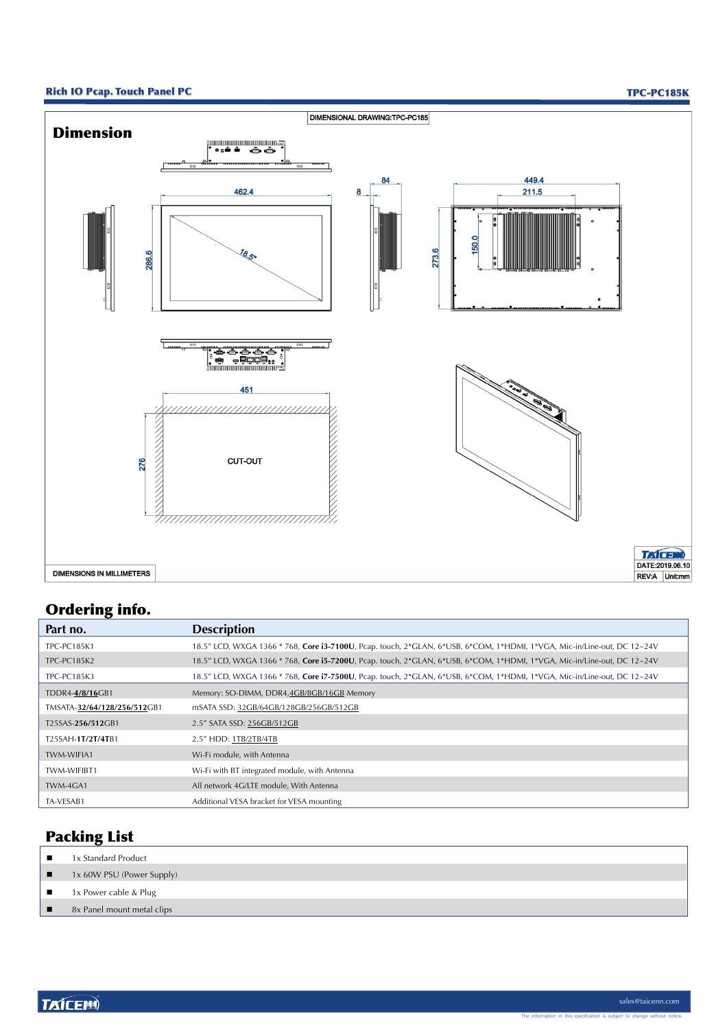## Dimension

DIMENSIONAL DRAWING:TPC-PC185

462.4

8

84

449.4

211.5

286.6

18.5"

273.6

150.0

451

276

CUT-OUT

DIMENSIONS IN MILLIMETERS

DATE:2019.06.10

REV:A Unit:mm

## Ordering info.

| Part no. | Description |
|---|---|
| TPC-PC185K1 | 18.5" LCD, WXGA 1366 * 768, **Core i3-7100U**, Pcap. touch, 2*GLAN, 6*USB, 6*COM, 1*HDMI, 1*VGA, Mic-in/Line-out, DC 12~24V |
| TPC-PC185K2 | 18.5" LCD, WXGA 1366 * 768, **Core i5-7200U**, Pcap. touch, 2*GLAN, 6*USB, 6*COM, 1*HDMI, 1*VGA, Mic-in/Line-out, DC 12~24V |
| TPC-PC185K3 | 18.5" LCD, WXGA 1366 * 768, **Core i7-7500U**, Pcap. touch, 2*GLAN, 6*USB, 6*COM, 1*HDMI, 1*VGA, Mic-in/Line-out, DC 12~24V |
| TDDR4-**4/8/16**GB1 | Memory: SO-DIMM, DDR4,4GB/8GB/16GB Memory |
| TMSATA-**32/64/128/256/512**GB1 | mSATA SSD: 32GB/64GB/128GB/256GB/512GB |
| T25SAS-**256/512**GB1 | 2.5" SATA SSD: 256GB/512GB |
| T25SAH-**1T/2T/4T**B1 | 2.5" HDD: 1TB/2TB/4TB |
| TWM-WIFIA1 | Wi-Fi module, with Antenna |
| TWM-WIFIBT1 | Wi-Fi with BT integrated module, with Antenna |
| TWM-4GA1 | All network 4G/LTE module, With Antenna |
| TA-VESAB1 | Additional VESA bracket for VESA mounting |

## Packing List

- 1x Standard Product
- 1x 60W PSU (Power Supply)
- 1x Power cable & Plug
- 8x Panel mount metal clips